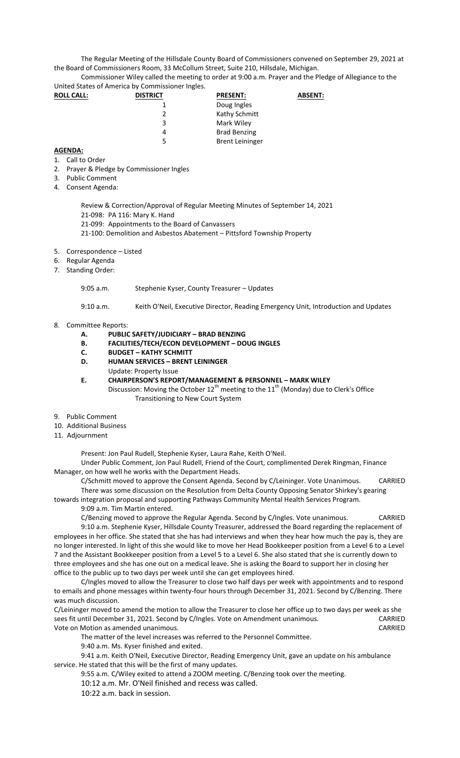The Regular Meeting of the Hillsdale County Board of Commissioners convened on September 29, 2021 at the Board of Commissioners Room, 33 McCollum Street, Suite 210, Hillsdale, Michigan.

Commissioner Wiley called the meeting to order at 9:00 a.m. Prayer and the Pledge of Allegiance to the United States of America by Commissioner Ingles.

| **ROLL CALL:** | **DISTRICT** | **PRESENT:** | **ABSENT:** |
|---|---|---|---|
| | 1 | Doug Ingles | |
| | 2 | Kathy Schmitt | |
| | 3 | Mark Wiley | |
| | 4 | Brad Benzing | |
| | 5 | Brent Leininger | |

**AGENDA:**

1. Call to Order
2. Prayer & Pledge by Commissioner Ingles
3. Public Comment
4. Consent Agenda:

   Review & Correction/Approval of Regular Meeting Minutes of September 14, 2021
   21-098: PA 116: Mary K. Hand
   21-099: Appointments to the Board of Canvassers
   21-100: Demolition and Asbestos Abatement – Pittsford Township Property

5. Correspondence – Listed
6. Regular Agenda
7. Standing Order:

   9:05 a.m. Stephenie Kyser, County Treasurer – Updates

   9:10 a.m. Keith O'Neil, Executive Director, Reading Emergency Unit, Introduction and Updates

8. Committee Reports:
   - **A. PUBLIC SAFETY/JUDICIARY – BRAD BENZING**
   - **B. FACILITIES/TECH/ECON DEVELOPMENT – DOUG INGLES**
   - **C. BUDGET – KATHY SCHMITT**
   - **D. HUMAN SERVICES – BRENT LEININGER**
     Update: Property Issue
   - **E. CHAIRPERSON'S REPORT/MANAGEMENT & PERSONNEL – MARK WILEY**
     Discussion: Moving the October 12th meeting to the 11th (Monday) due to Clerk's Office Transitioning to New Court System
9. Public Comment
10. Additional Business
11. Adjournment

Present: Jon Paul Rudell, Stephenie Kyser, Laura Rahe, Keith O'Neil.

Under Public Comment, Jon Paul Rudell, Friend of the Court, complimented Derek Ringman, Finance Manager, on how well he works with the Department Heads.

C/Schmitt moved to approve the Consent Agenda. Second by C/Leininger. Vote Unanimous. CARRIED

There was some discussion on the Resolution from Delta County Opposing Senator Shirkey's gearing towards integration proposal and supporting Pathways Community Mental Health Services Program.

9:09 a.m. Tim Martin entered.

C/Benzing moved to approve the Regular Agenda. Second by C/Ingles. Vote unanimous. CARRIED

9:10 a.m. Stephenie Kyser, Hillsdale County Treasurer, addressed the Board regarding the replacement of employees in her office. She stated that she has had interviews and when they hear how much the pay is, they are no longer interested. In light of this she would like to move her Head Bookkeeper position from a Level 6 to a Level 7 and the Assistant Bookkeeper position from a Level 5 to a Level 6. She also stated that she is currently down to three employees and she has one out on a medical leave. She is asking the Board to support her in closing her office to the public up to two days per week until she can get employees hired.

C/Ingles moved to allow the Treasurer to close two half days per week with appointments and to respond to emails and phone messages within twenty-four hours through December 31, 2021. Second by C/Benzing. There was much discussion.

C/Leininger moved to amend the motion to allow the Treasurer to close her office up to two days per week as she sees fit until December 31, 2021. Second by C/Ingles. Vote on Amendment unanimous. CARRIED

Vote on Motion as amended unanimous. CARRIED

The matter of the level increases was referred to the Personnel Committee.

9:40 a.m. Ms. Kyser finished and exited.

9:41 a.m. Keith O'Neil, Executive Director, Reading Emergency Unit, gave an update on his ambulance service. He stated that this will be the first of many updates.

9:55 a.m. C/Wiley exited to attend a ZOOM meeting. C/Benzing took over the meeting.

10:12 a.m. Mr. O'Neil finished and recess was called.

10:22 a.m. back in session.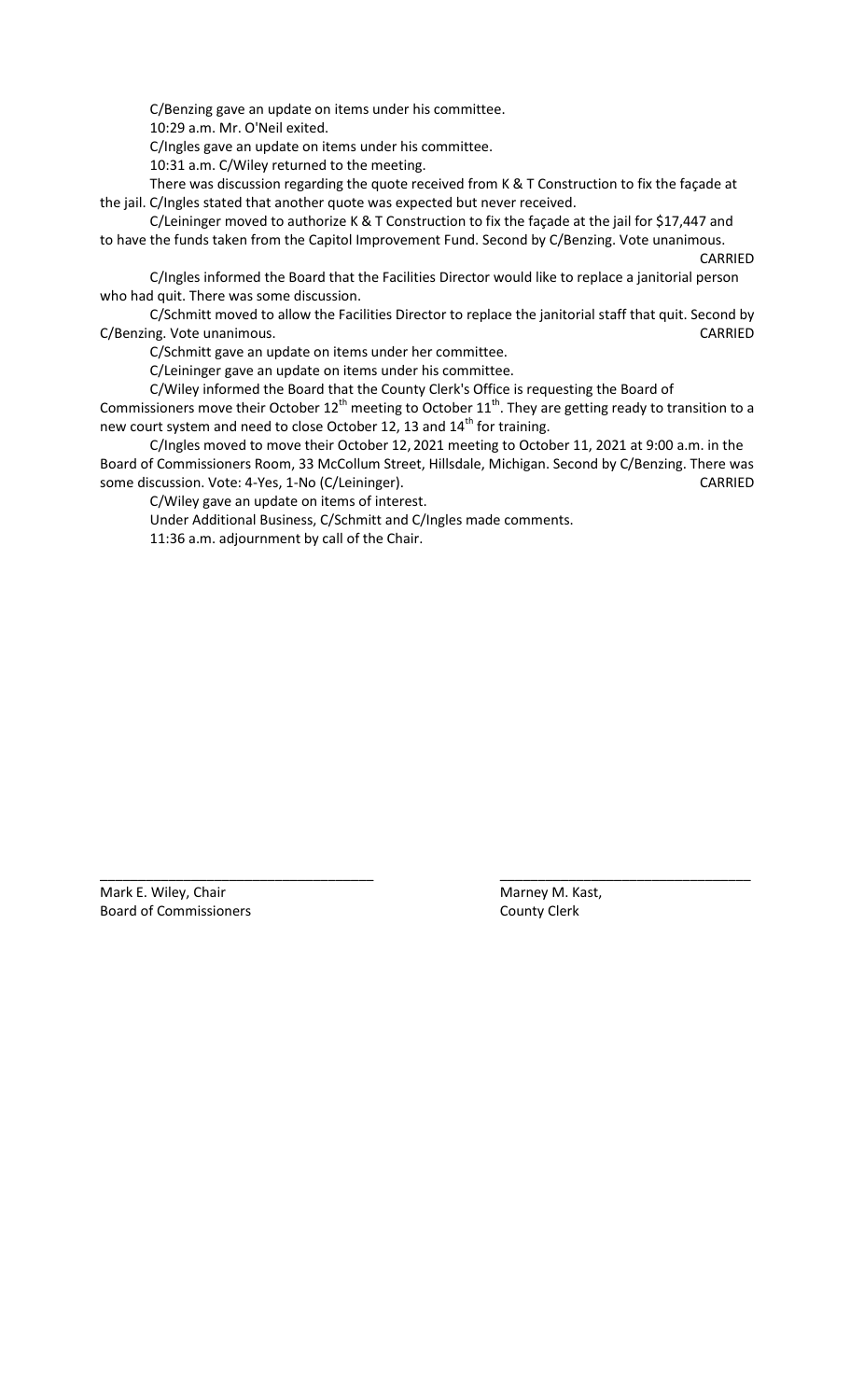C/Benzing gave an update on items under his committee.

10:29 a.m. Mr. O'Neil exited.

C/Ingles gave an update on items under his committee.

10:31 a.m. C/Wiley returned to the meeting.

There was discussion regarding the quote received from K & T Construction to fix the façade at the jail. C/Ingles stated that another quote was expected but never received.

C/Leininger moved to authorize K & T Construction to fix the façade at the jail for $17,447 and to have the funds taken from the Capitol Improvement Fund. Second by C/Benzing. Vote unanimous.

CARRIED

C/Ingles informed the Board that the Facilities Director would like to replace a janitorial person who had quit. There was some discussion.

C/Schmitt moved to allow the Facilities Director to replace the janitorial staff that quit. Second by C/Benzing. Vote unanimous. CARRIED

C/Schmitt gave an update on items under her committee.

C/Leininger gave an update on items under his committee.

C/Wiley informed the Board that the County Clerk's Office is requesting the Board of Commissioners move their October 12th meeting to October 11th. They are getting ready to transition to a new court system and need to close October 12, 13 and 14th for training.

C/Ingles moved to move their October 12, 2021 meeting to October 11, 2021 at 9:00 a.m. in the Board of Commissioners Room, 33 McCollum Street, Hillsdale, Michigan. Second by C/Benzing. There was some discussion. Vote: 4-Yes, 1-No (C/Leininger). CARRIED

C/Wiley gave an update on items of interest.

Under Additional Business, C/Schmitt and C/Ingles made comments.

11:36 a.m. adjournment by call of the Chair.

\_\_\_\_\_\_\_\_\_\_\_\_\_\_\_\_\_\_\_\_\_\_\_\_\_\_\_\_\_\_\_\_\_\_\_\_

Mark E. Wiley, Chair
Board of Commissioners

\_\_\_\_\_\_\_\_\_\_\_\_\_\_\_\_\_\_\_\_\_\_\_\_\_\_\_\_\_\_\_\_\_\_\_\_

Marney M. Kast,
County Clerk